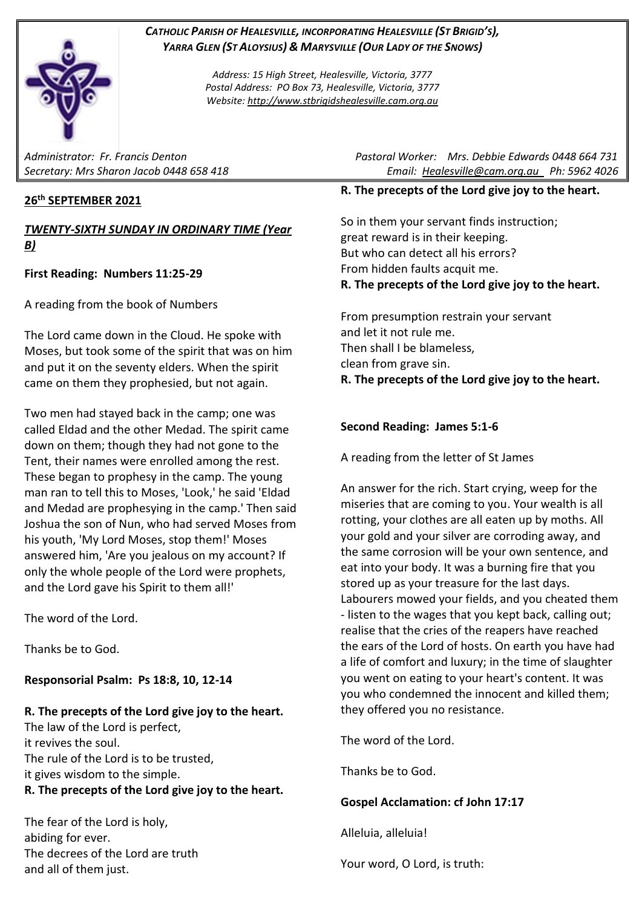*CATHOLIC PARISH OF HEALESVILLE, INCORPORATING HEALESVILLE (ST BRIGID'S), YARRA GLEN (ST ALOYSIUS) & MARYSVILLE (OUR LADY OF THE SNOWS)*

*Address: 15 High Street, Healesville, Victoria, 3777*
*Postal Address: PO Box 73, Healesville, Victoria, 3777*
*Website: http://www.stbrigidshealesville.cam.org.au*

*Administrator: Fr. Francis Denton*
*Secretary: Mrs Sharon Jacob 0448 658 418*

*Pastoral Worker: Mrs. Debbie Edwards 0448 664 731*
*Email: Healesville@cam.org.au Ph: 5962 4026*

**26th SEPTEMBER 2021**

***TWENTY-SIXTH SUNDAY IN ORDINARY TIME (Year B)***

**First Reading: Numbers 11:25-29**

A reading from the book of Numbers

The Lord came down in the Cloud. He spoke with Moses, but took some of the spirit that was on him and put it on the seventy elders. When the spirit came on them they prophesied, but not again.

Two men had stayed back in the camp; one was called Eldad and the other Medad. The spirit came down on them; though they had not gone to the Tent, their names were enrolled among the rest. These began to prophesy in the camp. The young man ran to tell this to Moses, 'Look,' he said 'Eldad and Medad are prophesying in the camp.' Then said Joshua the son of Nun, who had served Moses from his youth, 'My Lord Moses, stop them!' Moses answered him, 'Are you jealous on my account? If only the whole people of the Lord were prophets, and the Lord gave his Spirit to them all!'

The word of the Lord.

Thanks be to God.

**Responsorial Psalm: Ps 18:8, 10, 12-14**

**R. The precepts of the Lord give joy to the heart.**
The law of the Lord is perfect,
it revives the soul.
The rule of the Lord is to be trusted,
it gives wisdom to the simple.
**R. The precepts of the Lord give joy to the heart.**

The fear of the Lord is holy,
abiding for ever.
The decrees of the Lord are truth
and all of them just.
**R. The precepts of the Lord give joy to the heart.**

So in them your servant finds instruction;
great reward is in their keeping.
But who can detect all his errors?
From hidden faults acquit me.
**R. The precepts of the Lord give joy to the heart.**

From presumption restrain your servant
and let it not rule me.
Then shall I be blameless,
clean from grave sin.
**R. The precepts of the Lord give joy to the heart.**

**Second Reading: James 5:1-6**

A reading from the letter of St James

An answer for the rich. Start crying, weep for the miseries that are coming to you. Your wealth is all rotting, your clothes are all eaten up by moths. All your gold and your silver are corroding away, and the same corrosion will be your own sentence, and eat into your body. It was a burning fire that you stored up as your treasure for the last days. Labourers mowed your fields, and you cheated them - listen to the wages that you kept back, calling out; realise that the cries of the reapers have reached the ears of the Lord of hosts. On earth you have had a life of comfort and luxury; in the time of slaughter you went on eating to your heart's content. It was you who condemned the innocent and killed them; they offered you no resistance.

The word of the Lord.

Thanks be to God.

**Gospel Acclamation: cf John 17:17**

Alleluia, alleluia!

Your word, O Lord, is truth: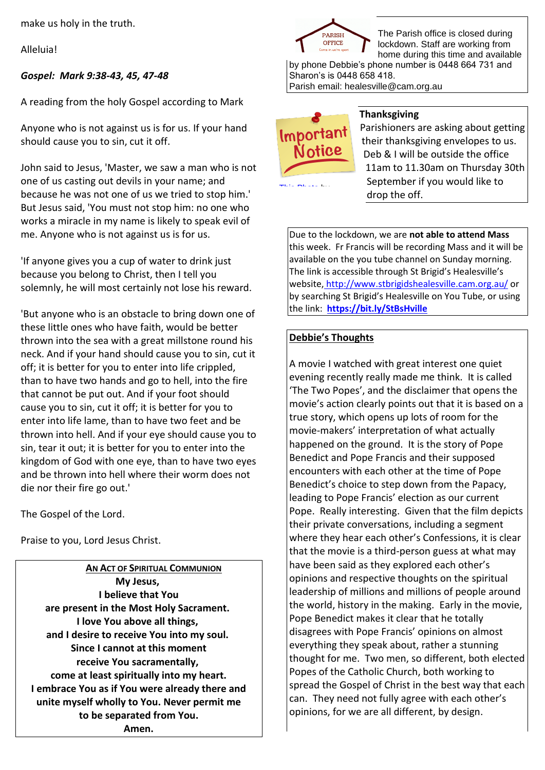make us holy in the truth.

Alleluia!

***Gospel: Mark 9:38-43, 45, 47-48***

A reading from the holy Gospel according to Mark

Anyone who is not against us is for us. If your hand should cause you to sin, cut it off.

John said to Jesus, 'Master, we saw a man who is not one of us casting out devils in your name; and because he was not one of us we tried to stop him.' But Jesus said, 'You must not stop him: no one who works a miracle in my name is likely to speak evil of me. Anyone who is not against us is for us.

'If anyone gives you a cup of water to drink just because you belong to Christ, then I tell you solemnly, he will most certainly not lose his reward.

'But anyone who is an obstacle to bring down one of these little ones who have faith, would be better thrown into the sea with a great millstone round his neck. And if your hand should cause you to sin, cut it off; it is better for you to enter into life crippled, than to have two hands and go to hell, into the fire that cannot be put out. And if your foot should cause you to sin, cut it off; it is better for you to enter into life lame, than to have two feet and be thrown into hell. And if your eye should cause you to sin, tear it out; it is better for you to enter into the kingdom of God with one eye, than to have two eyes and be thrown into hell where their worm does not die nor their fire go out.'

The Gospel of the Lord.

Praise to you, Lord Jesus Christ.

**AN ACT OF SPIRITUAL COMMUNION**

**My Jesus,**
**I believe that You**
**are present in the Most Holy Sacrament.**
**I love You above all things,**
**and I desire to receive You into my soul.**
**Since I cannot at this moment**
**receive You sacramentally,**
**come at least spiritually into my heart.**
**I embrace You as if You were already there and unite myself wholly to You. Never permit me to be separated from You.**
**Amen.**

PARISH OFFICE

The Parish office is closed during lockdown. Staff are working from home during this time and available by phone Debbie's phone number is 0448 664 731 and Sharon's is 0448 658 418.
Parish email: healesville@cam.org.au

Important Notice

**Thanksgiving**

Parishioners are asking about getting their thanksgiving envelopes to us. Deb & I will be outside the office 11am to 11.30am on Thursday 30th September if you would like to drop the off.

Due to the lockdown, we are **not able to attend Mass** this week. Fr Francis will be recording Mass and it will be available on the you tube channel on Sunday morning. The link is accessible through St Brigid's Healesville's website, http://www.stbrigidshealesville.cam.org.au/ or by searching St Brigid's Healesville on You Tube, or using the link: **https://bit.ly/StBsHville**

**Debbie's Thoughts**

A movie I watched with great interest one quiet evening recently really made me think. It is called 'The Two Popes', and the disclaimer that opens the movie's action clearly points out that it is based on a true story, which opens up lots of room for the movie-makers' interpretation of what actually happened on the ground. It is the story of Pope Benedict and Pope Francis and their supposed encounters with each other at the time of Pope Benedict's choice to step down from the Papacy, leading to Pope Francis' election as our current Pope. Really interesting. Given that the film depicts their private conversations, including a segment where they hear each other's Confessions, it is clear that the movie is a third-person guess at what may have been said as they explored each other's opinions and respective thoughts on the spiritual leadership of millions and millions of people around the world, history in the making. Early in the movie, Pope Benedict makes it clear that he totally disagrees with Pope Francis' opinions on almost everything they speak about, rather a stunning thought for me. Two men, so different, both elected Popes of the Catholic Church, both working to spread the Gospel of Christ in the best way that each can. They need not fully agree with each other's opinions, for we are all different, by design.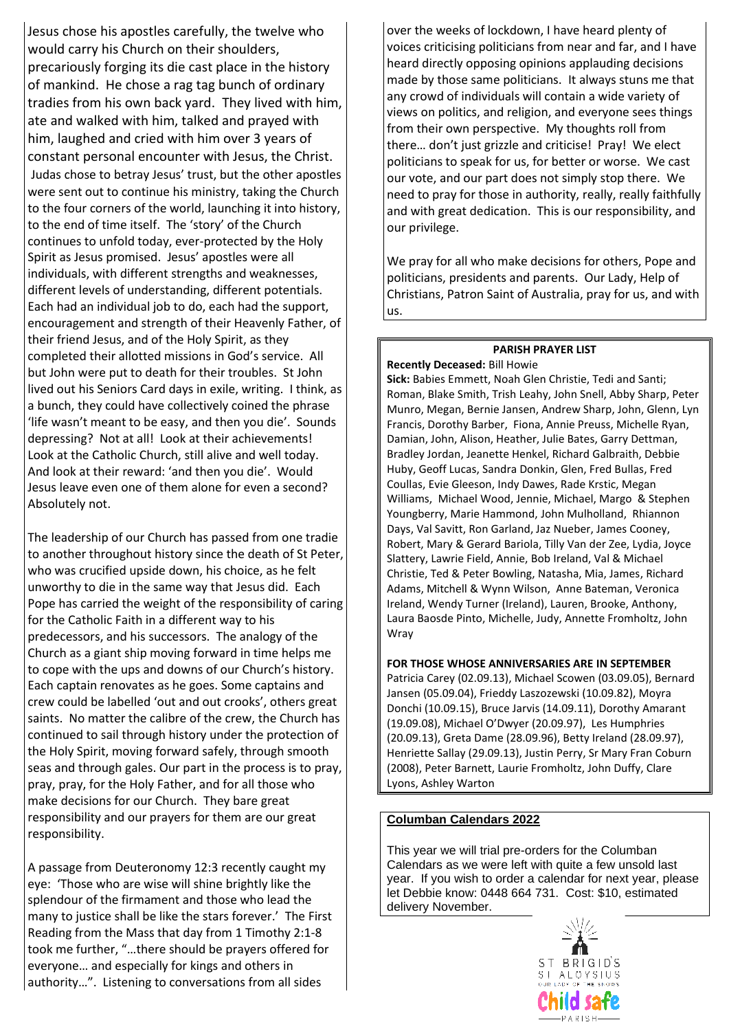Jesus chose his apostles carefully, the twelve who would carry his Church on their shoulders, precariously forging its die cast place in the history of mankind. He chose a rag tag bunch of ordinary tradies from his own back yard. They lived with him, ate and walked with him, talked and prayed with him, laughed and cried with him over 3 years of constant personal encounter with Jesus, the Christ. Judas chose to betray Jesus' trust, but the other apostles were sent out to continue his ministry, taking the Church to the four corners of the world, launching it into history, to the end of time itself. The 'story' of the Church continues to unfold today, ever-protected by the Holy Spirit as Jesus promised. Jesus' apostles were all individuals, with different strengths and weaknesses, different levels of understanding, different potentials. Each had an individual job to do, each had the support, encouragement and strength of their Heavenly Father, of their friend Jesus, and of the Holy Spirit, as they completed their allotted missions in God's service. All but John were put to death for their troubles. St John lived out his Seniors Card days in exile, writing. I think, as a bunch, they could have collectively coined the phrase 'life wasn't meant to be easy, and then you die'. Sounds depressing? Not at all! Look at their achievements! Look at the Catholic Church, still alive and well today. And look at their reward: 'and then you die'. Would Jesus leave even one of them alone for even a second? Absolutely not.

The leadership of our Church has passed from one tradie to another throughout history since the death of St Peter, who was crucified upside down, his choice, as he felt unworthy to die in the same way that Jesus did. Each Pope has carried the weight of the responsibility of caring for the Catholic Faith in a different way to his predecessors, and his successors. The analogy of the Church as a giant ship moving forward in time helps me to cope with the ups and downs of our Church's history. Each captain renovates as he goes. Some captains and crew could be labelled 'out and out crooks', others great saints. No matter the calibre of the crew, the Church has continued to sail through history under the protection of the Holy Spirit, moving forward safely, through smooth seas and through gales. Our part in the process is to pray, pray, pray, for the Holy Father, and for all those who make decisions for our Church. They bare great responsibility and our prayers for them are our great responsibility.

A passage from Deuteronomy 12:3 recently caught my eye: 'Those who are wise will shine brightly like the splendour of the firmament and those who lead the many to justice shall be like the stars forever.' The First Reading from the Mass that day from 1 Timothy 2:1-8 took me further, "…there should be prayers offered for everyone… and especially for kings and others in authority…". Listening to conversations from all sides over the weeks of lockdown, I have heard plenty of voices criticising politicians from near and far, and I have heard directly opposing opinions applauding decisions made by those same politicians. It always stuns me that any crowd of individuals will contain a wide variety of views on politics, and religion, and everyone sees things from their own perspective. My thoughts roll from there… don't just grizzle and criticise! Pray! We elect politicians to speak for us, for better or worse. We cast our vote, and our part does not simply stop there. We need to pray for those in authority, really, really faithfully and with great dedication. This is our responsibility, and our privilege.

We pray for all who make decisions for others, Pope and politicians, presidents and parents. Our Lady, Help of Christians, Patron Saint of Australia, pray for us, and with us.

## PARISH PRAYER LIST

**Recently Deceased:** Bill Howie

**Sick:** Babies Emmett, Noah Glen Christie, Tedi and Santi; Roman, Blake Smith, Trish Leahy, John Snell, Abby Sharp, Peter Munro, Megan, Bernie Jansen, Andrew Sharp, John, Glenn, Lyn Francis, Dorothy Barber, Fiona, Annie Preuss, Michelle Ryan, Damian, John, Alison, Heather, Julie Bates, Garry Dettman, Bradley Jordan, Jeanette Henkel, Richard Galbraith, Debbie Huby, Geoff Lucas, Sandra Donkin, Glen, Fred Bullas, Fred Coullas, Evie Gleeson, Indy Dawes, Rade Krstic, Megan Williams, Michael Wood, Jennie, Michael, Margo & Stephen Youngberry, Marie Hammond, John Mulholland, Rhiannon Days, Val Savitt, Ron Garland, Jaz Nueber, James Cooney, Robert, Mary & Gerard Bariola, Tilly Van der Zee, Lydia, Joyce Slattery, Lawrie Field, Annie, Bob Ireland, Val & Michael Christie, Ted & Peter Bowling, Natasha, Mia, James, Richard Adams, Mitchell & Wynn Wilson, Anne Bateman, Veronica Ireland, Wendy Turner (Ireland), Lauren, Brooke, Anthony, Laura Baosde Pinto, Michelle, Judy, Annette Fromholtz, John Wray

**FOR THOSE WHOSE ANNIVERSARIES ARE IN SEPTEMBER**

Patricia Carey (02.09.13), Michael Scowen (03.09.05), Bernard Jansen (05.09.04), Frieddy Laszozewski (10.09.82), Moyra Donchi (10.09.15), Bruce Jarvis (14.09.11), Dorothy Amarant (19.09.08), Michael O'Dwyer (20.09.97), Les Humphries (20.09.13), Greta Dame (28.09.96), Betty Ireland (28.09.97), Henriette Sallay (29.09.13), Justin Perry, Sr Mary Fran Coburn (2008), Peter Barnett, Laurie Fromholtz, John Duffy, Clare Lyons, Ashley Warton

## Columban Calendars 2022

This year we will trial pre-orders for the Columban Calendars as we were left with quite a few unsold last year. If you wish to order a calendar for next year, please let Debbie know: 0448 664 731. Cost: $10, estimated delivery November.

ST BRIGID'S ST ALOYSIUS OUR LADY OF THE SNOWS Child safe PARISH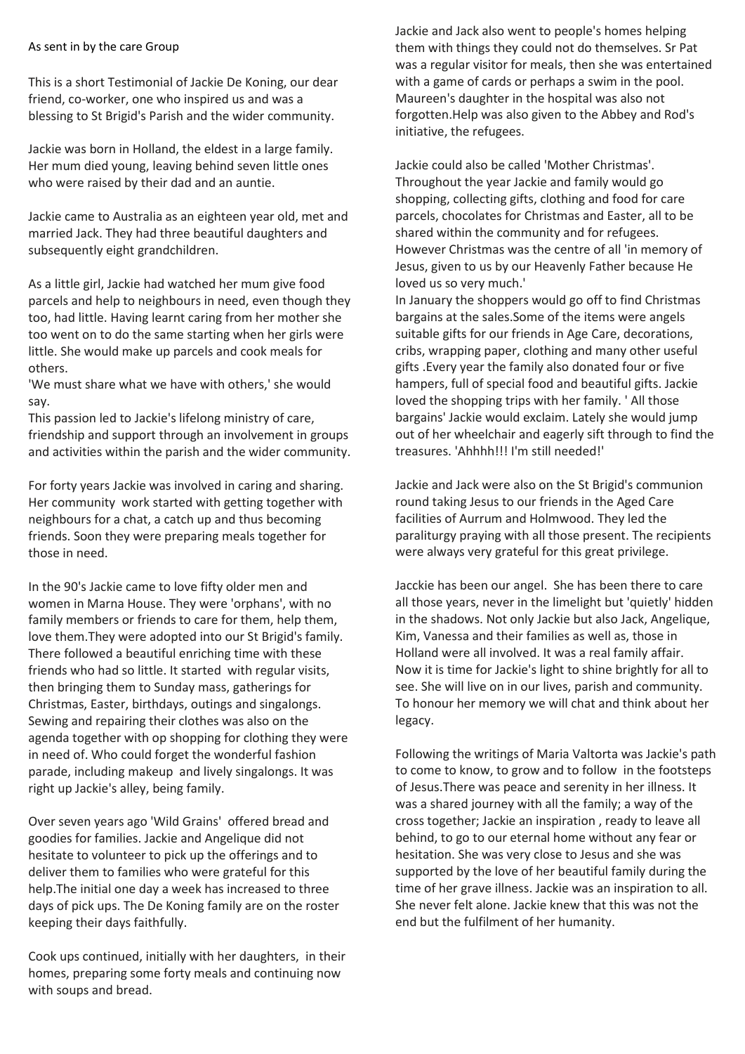As sent in by the care Group

This is a short Testimonial of Jackie De Koning, our dear friend, co-worker, one who inspired us and was a blessing to St Brigid's Parish and the wider community.

Jackie was born in Holland, the eldest in a large family. Her mum died young, leaving behind seven little ones who were raised by their dad and an auntie.

Jackie came to Australia as an eighteen year old, met and married Jack. They had three beautiful daughters and subsequently eight grandchildren.

As a little girl, Jackie had watched her mum give food parcels and help to neighbours in need, even though they too, had little. Having learnt caring from her mother she too went on to do the same starting when her girls were little. She would make up parcels and cook meals for others.
'We must share what we have with others,' she would say.
This passion led to Jackie's lifelong ministry of care, friendship and support through an involvement in groups and activities within the parish and the wider community.

For forty years Jackie was involved in caring and sharing. Her community work started with getting together with neighbours for a chat, a catch up and thus becoming friends. Soon they were preparing meals together for those in need.

In the 90's Jackie came to love fifty older men and women in Marna House. They were 'orphans', with no family members or friends to care for them, help them, love them.They were adopted into our St Brigid's family. There followed a beautiful enriching time with these friends who had so little. It started with regular visits, then bringing them to Sunday mass, gatherings for Christmas, Easter, birthdays, outings and singalongs. Sewing and repairing their clothes was also on the agenda together with op shopping for clothing they were in need of. Who could forget the wonderful fashion parade, including makeup and lively singalongs. It was right up Jackie's alley, being family.

Over seven years ago 'Wild Grains' offered bread and goodies for families. Jackie and Angelique did not hesitate to volunteer to pick up the offerings and to deliver them to families who were grateful for this help.The initial one day a week has increased to three days of pick ups. The De Koning family are on the roster keeping their days faithfully.

Cook ups continued, initially with her daughters, in their homes, preparing some forty meals and continuing now with soups and bread.

Jackie and Jack also went to people's homes helping them with things they could not do themselves. Sr Pat was a regular visitor for meals, then she was entertained with a game of cards or perhaps a swim in the pool. Maureen's daughter in the hospital was also not forgotten.Help was also given to the Abbey and Rod's initiative, the refugees.

Jackie could also be called 'Mother Christmas'. Throughout the year Jackie and family would go shopping, collecting gifts, clothing and food for care parcels, chocolates for Christmas and Easter, all to be shared within the community and for refugees. However Christmas was the centre of all 'in memory of Jesus, given to us by our Heavenly Father because He loved us so very much.'
In January the shoppers would go off to find Christmas bargains at the sales.Some of the items were angels suitable gifts for our friends in Age Care, decorations, cribs, wrapping paper, clothing and many other useful gifts .Every year the family also donated four or five hampers, full of special food and beautiful gifts. Jackie loved the shopping trips with her family. ' All those bargains' Jackie would exclaim. Lately she would jump out of her wheelchair and eagerly sift through to find the treasures. 'Ahhhh!!! I'm still needed!'

Jackie and Jack were also on the St Brigid's communion round taking Jesus to our friends in the Aged Care facilities of Aurrum and Holmwood. They led the paraliturgy praying with all those present. The recipients were always very grateful for this great privilege.

Jacckie has been our angel. She has been there to care all those years, never in the limelight but 'quietly' hidden in the shadows. Not only Jackie but also Jack, Angelique, Kim, Vanessa and their families as well as, those in Holland were all involved. It was a real family affair. Now it is time for Jackie's light to shine brightly for all to see. She will live on in our lives, parish and community. To honour her memory we will chat and think about her legacy.

Following the writings of Maria Valtorta was Jackie's path to come to know, to grow and to follow in the footsteps of Jesus.There was peace and serenity in her illness. It was a shared journey with all the family; a way of the cross together; Jackie an inspiration , ready to leave all behind, to go to our eternal home without any fear or hesitation. She was very close to Jesus and she was supported by the love of her beautiful family during the time of her grave illness. Jackie was an inspiration to all. She never felt alone. Jackie knew that this was not the end but the fulfilment of her humanity.